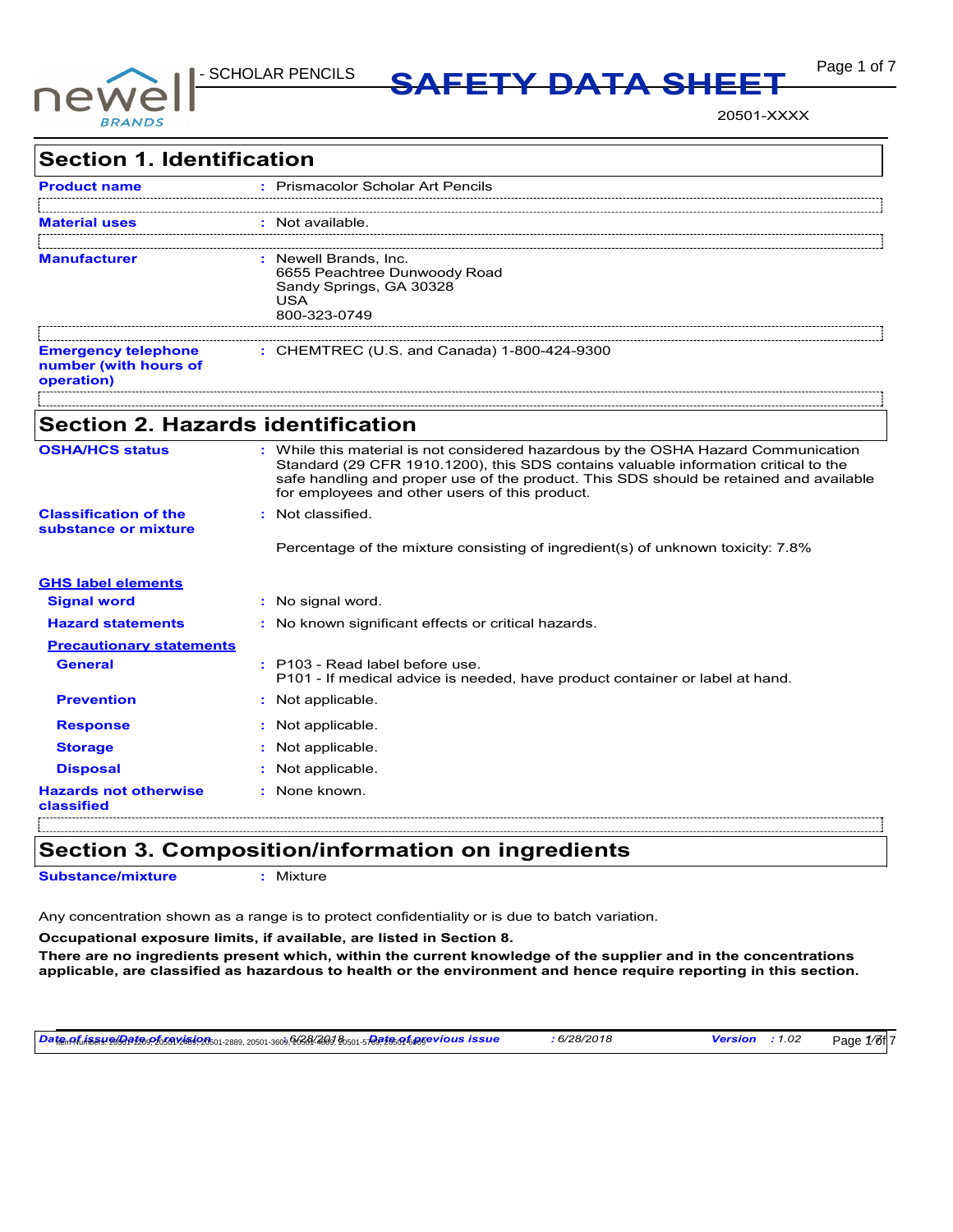- SCHOLAR PENCILS

# SAFETY DATA SHEET

20501-XXXX

## Section 1. Identification

**Product name** : Prismacolor Scholar Art Pencils

**Material uses** : Not available.

**Manufacturer** : Newell Brands, Inc.
6655 Peachtree Dunwoody Road
Sandy Springs, GA 30328
USA
800-323-0749

**Emergency telephone number (with hours of operation)** : CHEMTREC (U.S. and Canada) 1-800-424-9300

## Section 2. Hazards identification

**OSHA/HCS status** : While this material is not considered hazardous by the OSHA Hazard Communication Standard (29 CFR 1910.1200), this SDS contains valuable information critical to the safe handling and proper use of the product. This SDS should be retained and available for employees and other users of this product.

**Classification of the substance or mixture** : Not classified.

Percentage of the mixture consisting of ingredient(s) of unknown toxicity: 7.8%

**GHS label elements**

**Signal word** : No signal word.

**Hazard statements** : No known significant effects or critical hazards.

**Precautionary statements**

**General** : P103 - Read label before use.
P101 - If medical advice is needed, have product container or label at hand.

**Prevention** : Not applicable.

**Response** : Not applicable.

**Storage** : Not applicable.

**Disposal** : Not applicable.

**Hazards not otherwise classified** : None known.

## Section 3. Composition/information on ingredients

**Substance/mixture** : Mixture

Any concentration shown as a range is to protect confidentiality or is due to batch variation.

**Occupational exposure limits, if available, are listed in Section 8.**

**There are no ingredients present which, within the current knowledge of the supplier and in the concentrations applicable, are classified as hazardous to health or the environment and hence require reporting in this section.**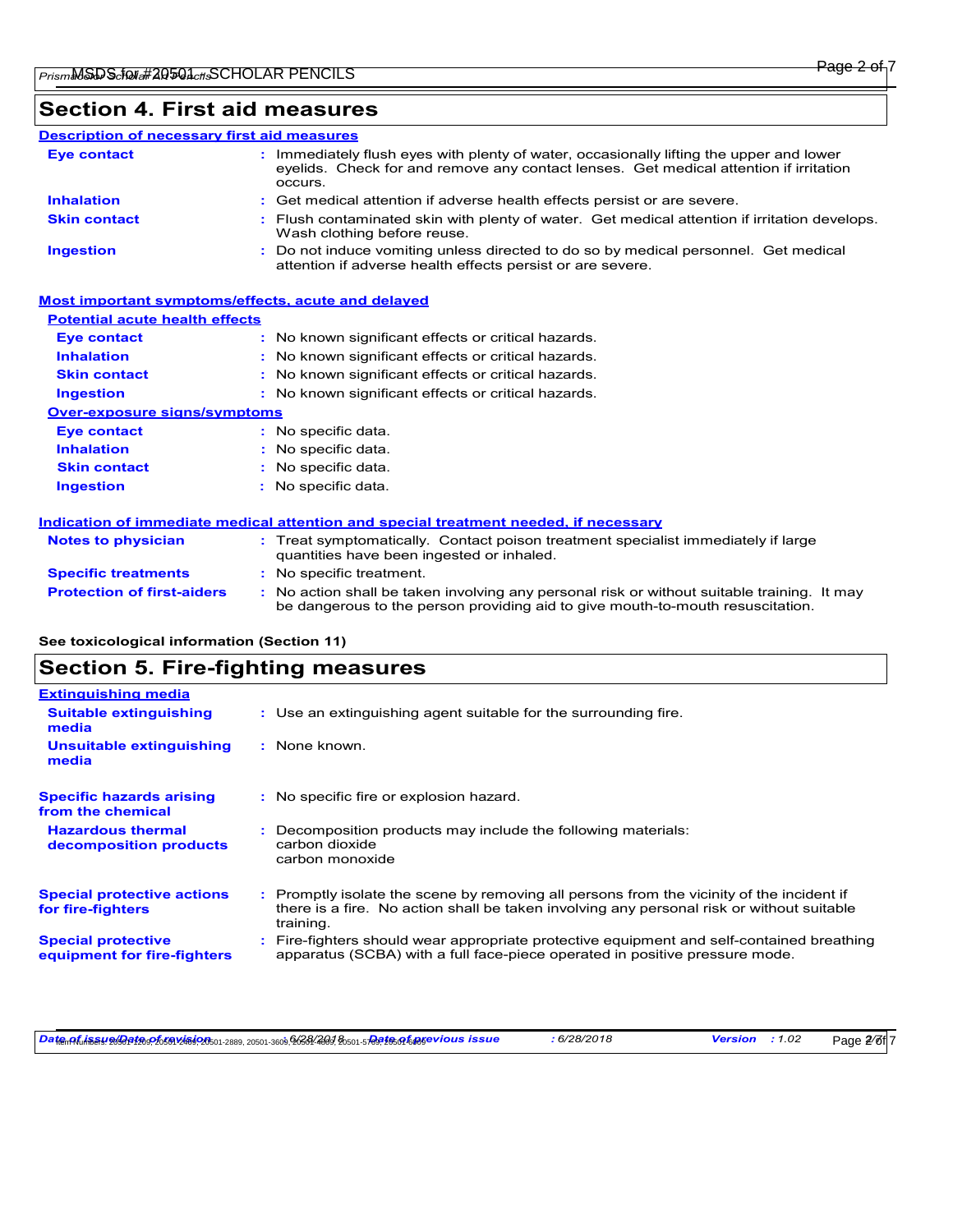## Section 4. First aid measures

### Description of necessary first aid measures

**Eye contact** : Immediately flush eyes with plenty of water, occasionally lifting the upper and lower eyelids. Check for and remove any contact lenses. Get medical attention if irritation occurs.

**Inhalation** : Get medical attention if adverse health effects persist or are severe.

**Skin contact** : Flush contaminated skin with plenty of water. Get medical attention if irritation develops. Wash clothing before reuse.

**Ingestion** : Do not induce vomiting unless directed to do so by medical personnel. Get medical attention if adverse health effects persist or are severe.

### Most important symptoms/effects, acute and delayed

**Potential acute health effects**

**Eye contact** : No known significant effects or critical hazards.

**Inhalation** : No known significant effects or critical hazards.

**Skin contact** : No known significant effects or critical hazards.

**Ingestion** : No known significant effects or critical hazards.

**Over-exposure signs/symptoms**

**Eye contact** : No specific data.

**Inhalation** : No specific data.

**Skin contact** : No specific data.

**Ingestion** : No specific data.

### Indication of immediate medical attention and special treatment needed, if necessary

**Notes to physician** : Treat symptomatically. Contact poison treatment specialist immediately if large quantities have been ingested or inhaled.

**Specific treatments** : No specific treatment.

**Protection of first-aiders** : No action shall be taken involving any personal risk or without suitable training. It may be dangerous to the person providing aid to give mouth-to-mouth resuscitation.

**See toxicological information (Section 11)**

## Section 5. Fire-fighting measures

### Extinguishing media

**Suitable extinguishing media** : Use an extinguishing agent suitable for the surrounding fire.

**Unsuitable extinguishing media** : None known.

**Specific hazards arising from the chemical** : No specific fire or explosion hazard.

**Hazardous thermal decomposition products** : Decomposition products may include the following materials:
carbon dioxide
carbon monoxide

**Special protective actions for fire-fighters** : Promptly isolate the scene by removing all persons from the vicinity of the incident if there is a fire. No action shall be taken involving any personal risk or without suitable training.

**Special protective equipment for fire-fighters** : Fire-fighters should wear appropriate protective equipment and self-contained breathing apparatus (SCBA) with a full face-piece operated in positive pressure mode.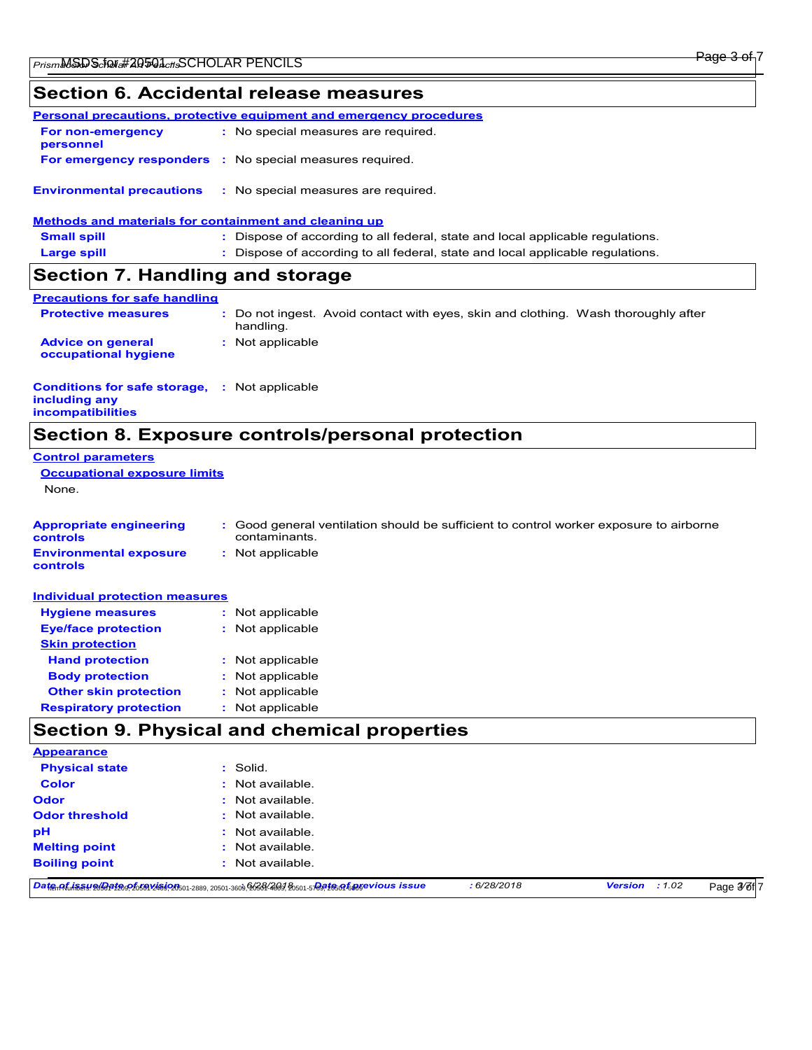## Section 6. Accidental release measures

**Personal precautions, protective equipment and emergency procedures**

**For non-emergency personnel** : No special measures are required.

**For emergency responders** : No special measures required.

**Environmental precautions** : No special measures are required.

**Methods and materials for containment and cleaning up**

**Small spill** : Dispose of according to all federal, state and local applicable regulations.

**Large spill** : Dispose of according to all federal, state and local applicable regulations.

## Section 7. Handling and storage

**Precautions for safe handling**

**Protective measures** : Do not ingest. Avoid contact with eyes, skin and clothing. Wash thoroughly after handling.

**Advice on general occupational hygiene** : Not applicable

**Conditions for safe storage, including any incompatibilities** : Not applicable

## Section 8. Exposure controls/personal protection

**Control parameters**

**Occupational exposure limits**

None.

**Appropriate engineering controls** : Good general ventilation should be sufficient to control worker exposure to airborne contaminants.

**Environmental exposure controls** : Not applicable

**Individual protection measures**

**Hygiene measures** : Not applicable

**Eye/face protection** : Not applicable

**Skin protection**

**Hand protection** : Not applicable

**Body protection** : Not applicable

**Other skin protection** : Not applicable

**Respiratory protection** : Not applicable

## Section 9. Physical and chemical properties

**Appearance**

**Physical state** : Solid.

**Color** : Not available.

**Odor** : Not available.

**Odor threshold** : Not available.

**pH** : Not available.

**Melting point** : Not available.

**Boiling point** : Not available.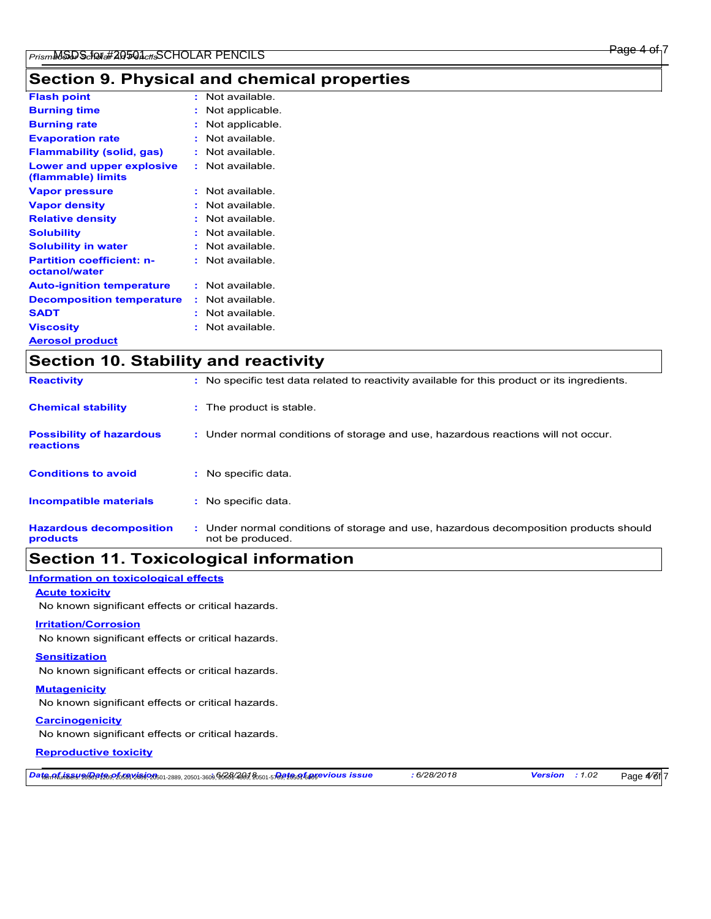## Section 9. Physical and chemical properties

| Property | Value |
|---|---|
| **Flash point** | : Not available. |
| **Burning time** | : Not applicable. |
| **Burning rate** | : Not applicable. |
| **Evaporation rate** | : Not available. |
| **Flammability (solid, gas)** | : Not available. |
| **Lower and upper explosive (flammable) limits** | : Not available. |
| **Vapor pressure** | : Not available. |
| **Vapor density** | : Not available. |
| **Relative density** | : Not available. |
| **Solubility** | : Not available. |
| **Solubility in water** | : Not available. |
| **Partition coefficient: n-octanol/water** | : Not available. |
| **Auto-ignition temperature** | : Not available. |
| **Decomposition temperature** | : Not available. |
| **SADT** | : Not available. |
| **Viscosity** | : Not available. |

**Aerosol product**

## Section 10. Stability and reactivity

| Property | Value |
|---|---|
| **Reactivity** | : No specific test data related to reactivity available for this product or its ingredients. |
| **Chemical stability** | : The product is stable. |
| **Possibility of hazardous reactions** | : Under normal conditions of storage and use, hazardous reactions will not occur. |
| **Conditions to avoid** | : No specific data. |
| **Incompatible materials** | : No specific data. |
| **Hazardous decomposition products** | : Under normal conditions of storage and use, hazardous decomposition products should not be produced. |

## Section 11. Toxicological information

**Information on toxicological effects**

**Acute toxicity**

No known significant effects or critical hazards.

**Irritation/Corrosion**

No known significant effects or critical hazards.

**Sensitization**

No known significant effects or critical hazards.

**Mutagenicity**

No known significant effects or critical hazards.

**Carcinogenicity**

No known significant effects or critical hazards.

**Reproductive toxicity**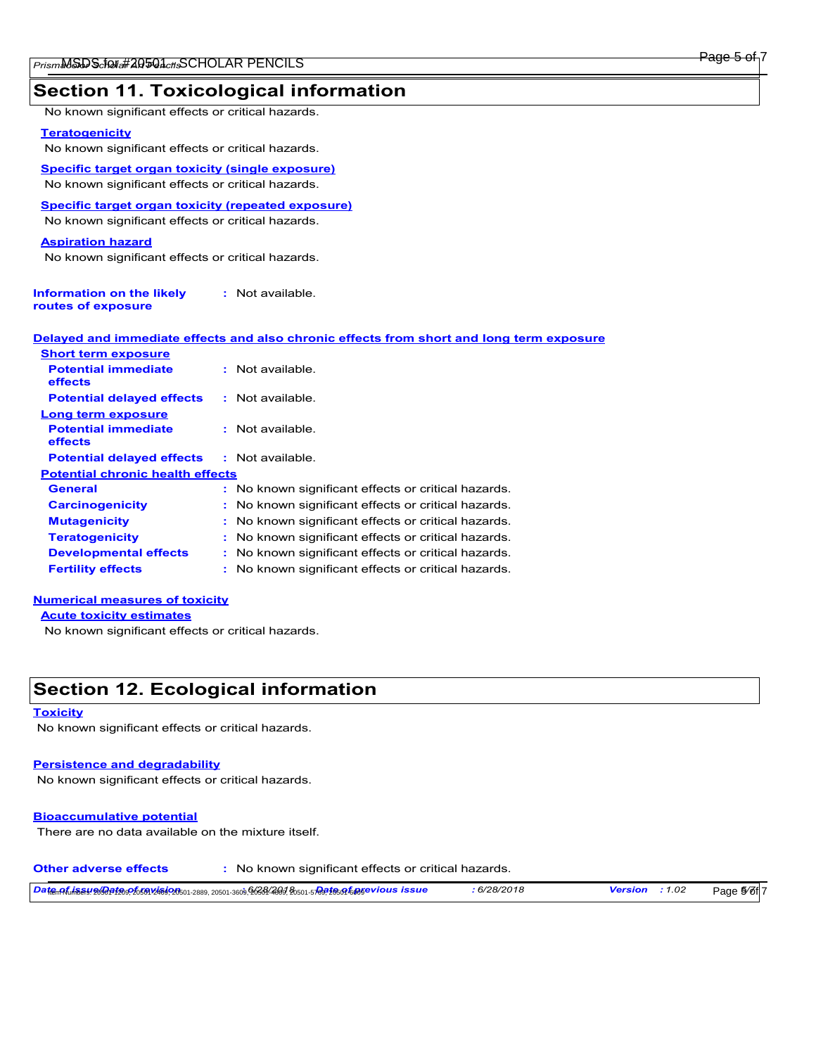## Section 11. Toxicological information

No known significant effects or critical hazards.

**Teratogenicity**

No known significant effects or critical hazards.

**Specific target organ toxicity (single exposure)**

No known significant effects or critical hazards.

**Specific target organ toxicity (repeated exposure)**

No known significant effects or critical hazards.

**Aspiration hazard**

No known significant effects or critical hazards.

**Information on the likely routes of exposure** : Not available.

**Delayed and immediate effects and also chronic effects from short and long term exposure**

**Short term exposure**

**Potential immediate effects** : Not available.

**Potential delayed effects** : Not available.

**Long term exposure**

**Potential immediate effects** : Not available.

**Potential delayed effects** : Not available.

**Potential chronic health effects**

**General** : No known significant effects or critical hazards.

**Carcinogenicity** : No known significant effects or critical hazards.

**Mutagenicity** : No known significant effects or critical hazards.

**Teratogenicity** : No known significant effects or critical hazards.

**Developmental effects** : No known significant effects or critical hazards.

**Fertility effects** : No known significant effects or critical hazards.

**Numerical measures of toxicity**

**Acute toxicity estimates**

No known significant effects or critical hazards.

## Section 12. Ecological information

**Toxicity**

No known significant effects or critical hazards.

**Persistence and degradability**

No known significant effects or critical hazards.

**Bioaccumulative potential**

There are no data available on the mixture itself.

**Other adverse effects** : No known significant effects or critical hazards.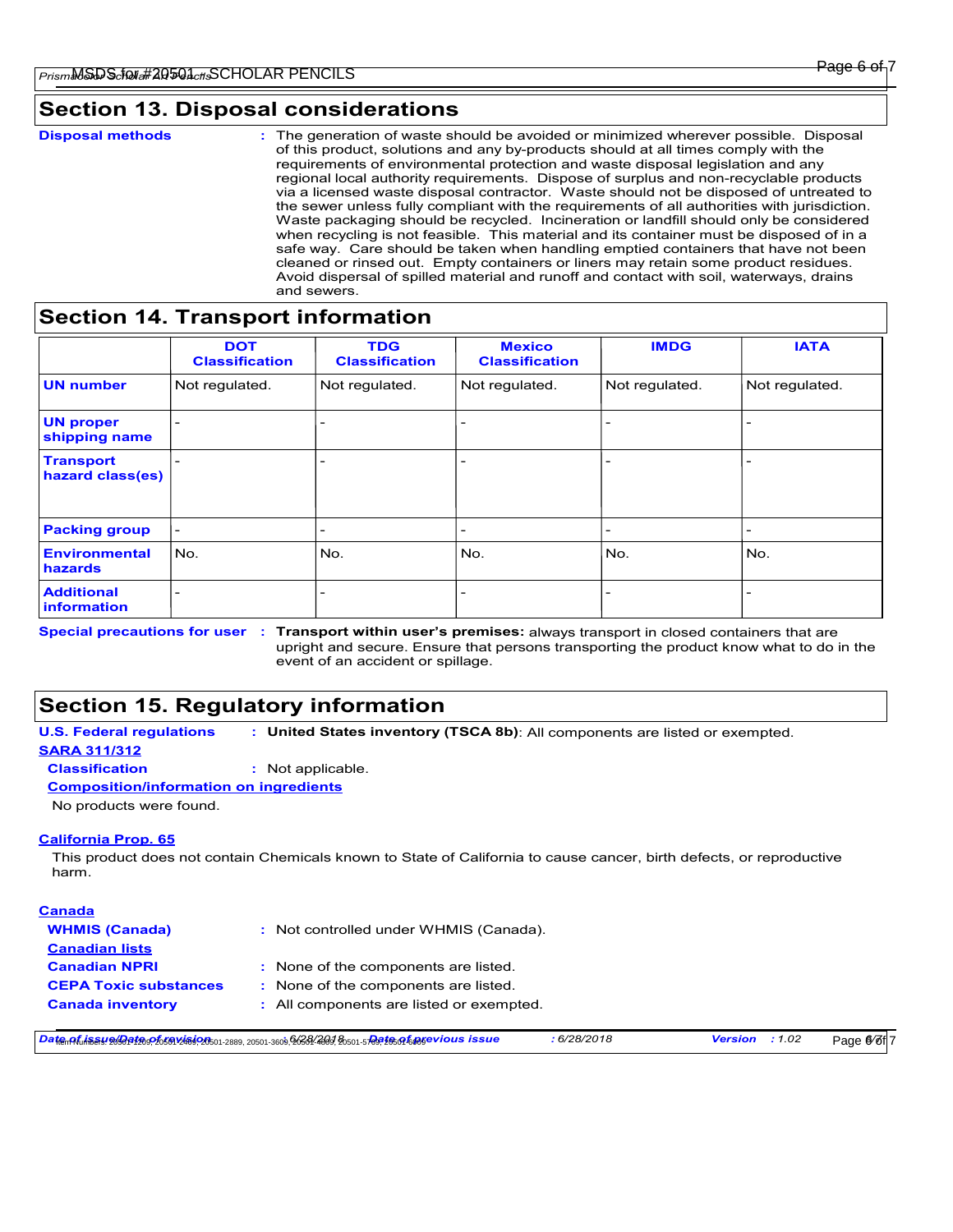## Section 13. Disposal considerations

**Disposal methods** : The generation of waste should be avoided or minimized wherever possible. Disposal of this product, solutions and any by-products should at all times comply with the requirements of environmental protection and waste disposal legislation and any regional local authority requirements. Dispose of surplus and non-recyclable products via a licensed waste disposal contractor. Waste should not be disposed of untreated to the sewer unless fully compliant with the requirements of all authorities with jurisdiction. Waste packaging should be recycled. Incineration or landfill should only be considered when recycling is not feasible. This material and its container must be disposed of in a safe way. Care should be taken when handling emptied containers that have not been cleaned or rinsed out. Empty containers or liners may retain some product residues. Avoid dispersal of spilled material and runoff and contact with soil, waterways, drains and sewers.

## Section 14. Transport information

| | DOT Classification | TDG Classification | Mexico Classification | IMDG | IATA |
|---|---|---|---|---|---|
| **UN number** | Not regulated. | Not regulated. | Not regulated. | Not regulated. | Not regulated. |
| **UN proper shipping name** | - | - | - | - | - |
| **Transport hazard class(es)** | - | - | - | - | - |
| **Packing group** | - | - | - | - | - |
| **Environmental hazards** | No. | No. | No. | No. | No. |
| **Additional information** | - | - | - | - | - |

**Special precautions for user** : **Transport within user's premises:** always transport in closed containers that are upright and secure. Ensure that persons transporting the product know what to do in the event of an accident or spillage.

## Section 15. Regulatory information

**U.S. Federal regulations** : **United States inventory (TSCA 8b)**: All components are listed or exempted.

**SARA 311/312**

**Classification** : Not applicable.

**Composition/information on ingredients**

No products were found.

**California Prop. 65**

This product does not contain Chemicals known to State of California to cause cancer, birth defects, or reproductive harm.

**Canada**

**WHMIS (Canada)** : Not controlled under WHMIS (Canada).

**Canadian lists**

**Canadian NPRI** : None of the components are listed.

**CEPA Toxic substances** : None of the components are listed.

**Canada inventory** : All components are listed or exempted.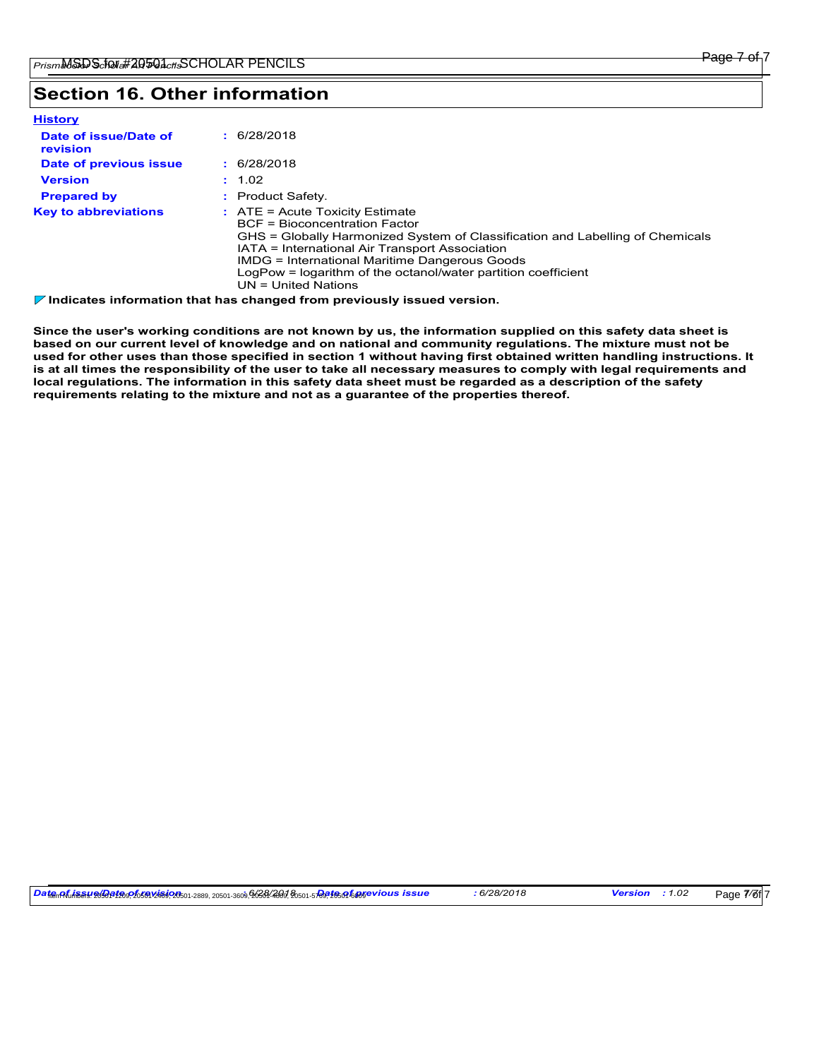## Section 16. Other information

**History**

| | | |
|---|---|---|
| **Date of issue/Date of revision** | : | 6/28/2018 |
| **Date of previous issue** | : | 6/28/2018 |
| **Version** | : | 1.02 |
| **Prepared by** | : | Product Safety. |

**Key to abbreviations** : ATE = Acute Toxicity Estimate
BCF = Bioconcentration Factor
GHS = Globally Harmonized System of Classification and Labelling of Chemicals
IATA = International Air Transport Association
IMDG = International Maritime Dangerous Goods
LogPow = logarithm of the octanol/water partition coefficient
UN = United Nations

**Indicates information that has changed from previously issued version.**

**Since the user's working conditions are not known by us, the information supplied on this safety data sheet is based on our current level of knowledge and on national and community regulations. The mixture must not be used for other uses than those specified in section 1 without having first obtained written handling instructions. It is at all times the responsibility of the user to take all necessary measures to comply with legal requirements and local regulations. The information in this safety data sheet must be regarded as a description of the safety requirements relating to the mixture and not as a guarantee of the properties thereof.**